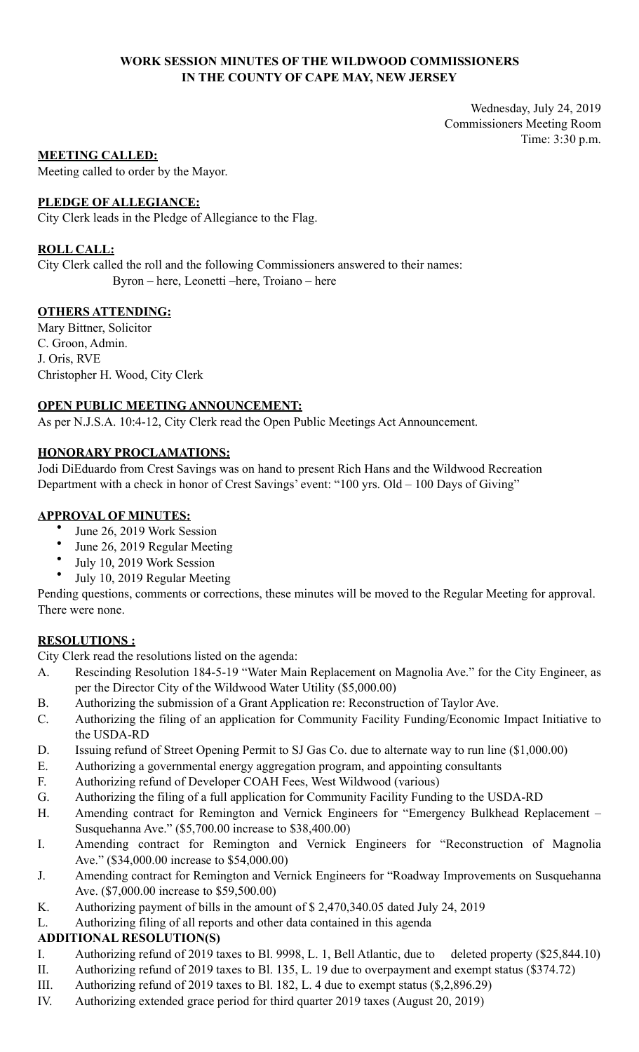**WORK SESSION MINUTES OF THE WILDWOOD COMMISSIONERS**
**IN THE COUNTY OF CAPE MAY, NEW JERSEY**

Wednesday, July 24, 2019
Commissioners Meeting Room
Time: 3:30 p.m.

**MEETING CALLED:**
Meeting called to order by the Mayor.

**PLEDGE OF ALLEGIANCE:**
City Clerk leads in the Pledge of Allegiance to the Flag.

**ROLL CALL:**
City Clerk called the roll and the following Commissioners answered to their names:
Byron – here, Leonetti –here, Troiano – here

**OTHERS ATTENDING:**
Mary Bittner, Solicitor
C. Groon, Admin.
J. Oris, RVE
Christopher H. Wood, City Clerk

**OPEN PUBLIC MEETING ANNOUNCEMENT:**
As per N.J.S.A. 10:4-12, City Clerk read the Open Public Meetings Act Announcement.

**HONORARY PROCLAMATIONS:**
Jodi DiEduardo from Crest Savings was on hand to present Rich Hans and the Wildwood Recreation Department with a check in honor of Crest Savings' event: "100 yrs. Old – 100 Days of Giving"

**APPROVAL OF MINUTES:**

- June 26, 2019 Work Session
- June 26, 2019 Regular Meeting
- July 10, 2019 Work Session
- July 10, 2019 Regular Meeting

Pending questions, comments or corrections, these minutes will be moved to the Regular Meeting for approval. There were none.

**RESOLUTIONS :**
City Clerk read the resolutions listed on the agenda:

A. Rescinding Resolution 184-5-19 "Water Main Replacement on Magnolia Ave." for the City Engineer, as per the Director City of the Wildwood Water Utility ($5,000.00)
B. Authorizing the submission of a Grant Application re: Reconstruction of Taylor Ave.
C. Authorizing the filing of an application for Community Facility Funding/Economic Impact Initiative to the USDA-RD
D. Issuing refund of Street Opening Permit to SJ Gas Co. due to alternate way to run line ($1,000.00)
E. Authorizing a governmental energy aggregation program, and appointing consultants
F. Authorizing refund of Developer COAH Fees, West Wildwood (various)
G. Authorizing the filing of a full application for Community Facility Funding to the USDA-RD
H. Amending contract for Remington and Vernick Engineers for "Emergency Bulkhead Replacement – Susquehanna Ave." ($5,700.00 increase to $38,400.00)
I. Amending contract for Remington and Vernick Engineers for "Reconstruction of Magnolia Ave." ($34,000.00 increase to $54,000.00)
J. Amending contract for Remington and Vernick Engineers for "Roadway Improvements on Susquehanna Ave. ($7,000.00 increase to $59,500.00)
K. Authorizing payment of bills in the amount of $ 2,470,340.05 dated July 24, 2019
L. Authorizing filing of all reports and other data contained in this agenda

**ADDITIONAL RESOLUTION(S)**

I. Authorizing refund of 2019 taxes to Bl. 9998, L. 1, Bell Atlantic, due to deleted property ($25,844.10)
II. Authorizing refund of 2019 taxes to Bl. 135, L. 19 due to overpayment and exempt status ($374.72)
III. Authorizing refund of 2019 taxes to Bl. 182, L. 4 due to exempt status ($,2,896.29)
IV. Authorizing extended grace period for third quarter 2019 taxes (August 20, 2019)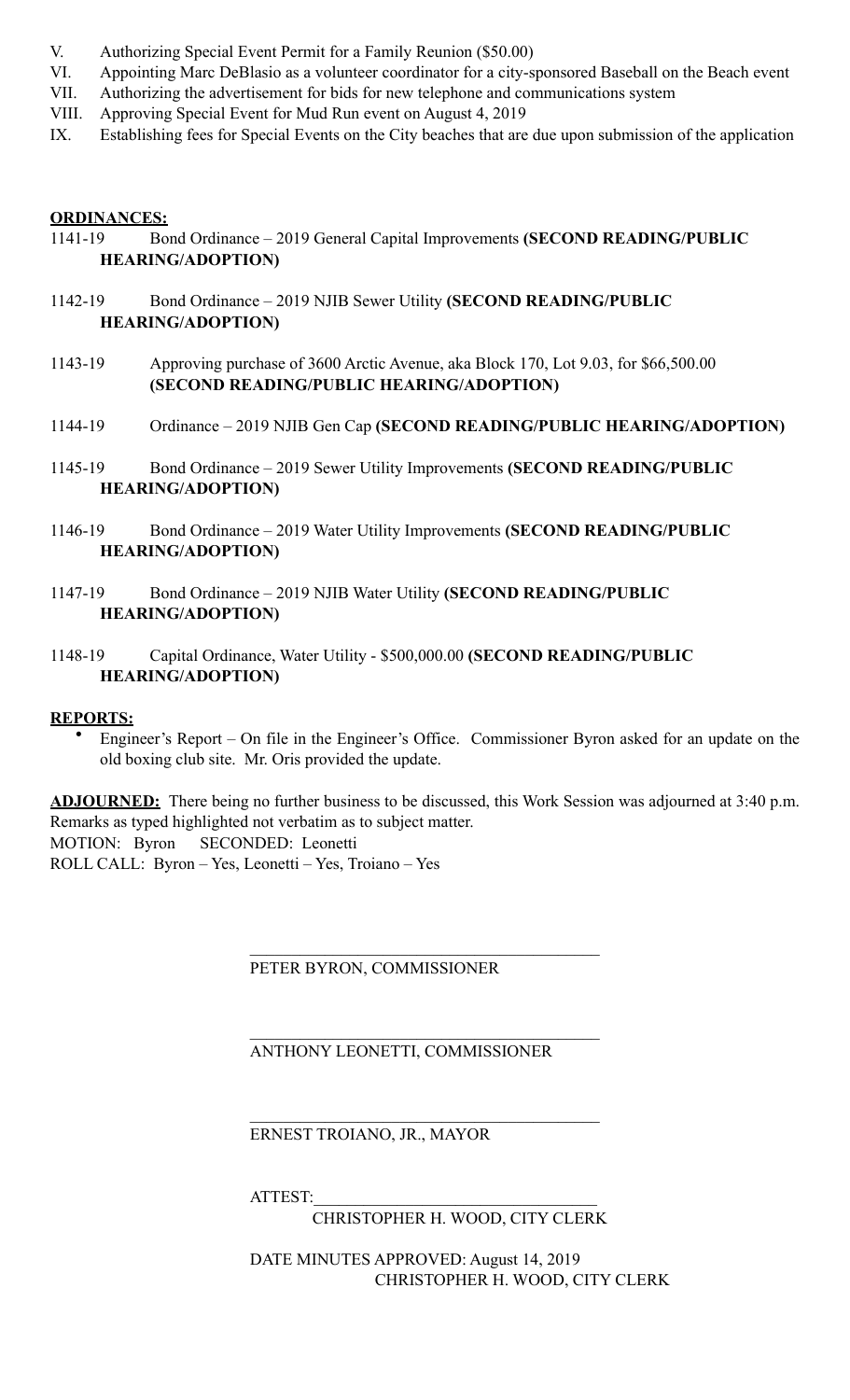V. Authorizing Special Event Permit for a Family Reunion ($50.00)
VI. Appointing Marc DeBlasio as a volunteer coordinator for a city-sponsored Baseball on the Beach event
VII. Authorizing the advertisement for bids for new telephone and communications system
VIII. Approving Special Event for Mud Run event on August 4, 2019
IX. Establishing fees for Special Events on the City beaches that are due upon submission of the application

**ORDINANCES:**

1141-19 Bond Ordinance – 2019 General Capital Improvements **(SECOND READING/PUBLIC HEARING/ADOPTION)**

1142-19 Bond Ordinance – 2019 NJIB Sewer Utility **(SECOND READING/PUBLIC HEARING/ADOPTION)**

1143-19 Approving purchase of 3600 Arctic Avenue, aka Block 170, Lot 9.03, for $66,500.00 **(SECOND READING/PUBLIC HEARING/ADOPTION)**

1144-19 Ordinance – 2019 NJIB Gen Cap **(SECOND READING/PUBLIC HEARING/ADOPTION)**

1145-19 Bond Ordinance – 2019 Sewer Utility Improvements **(SECOND READING/PUBLIC HEARING/ADOPTION)**

1146-19 Bond Ordinance – 2019 Water Utility Improvements **(SECOND READING/PUBLIC HEARING/ADOPTION)**

1147-19 Bond Ordinance – 2019 NJIB Water Utility **(SECOND READING/PUBLIC HEARING/ADOPTION)**

1148-19 Capital Ordinance, Water Utility - $500,000.00 **(SECOND READING/PUBLIC HEARING/ADOPTION)**

**REPORTS:**

- Engineer's Report – On file in the Engineer's Office. Commissioner Byron asked for an update on the old boxing club site. Mr. Oris provided the update.

**ADJOURNED:** There being no further business to be discussed, this Work Session was adjourned at 3:40 p.m. Remarks as typed highlighted not verbatim as to subject matter.
MOTION: Byron SECONDED: Leonetti
ROLL CALL: Byron – Yes, Leonetti – Yes, Troiano – Yes

\_\_\_\_\_\_\_\_\_\_\_\_\_\_\_\_\_\_\_\_\_\_\_\_\_\_\_\_\_\_\_\_\_\_\_\_\_\_\_\_
PETER BYRON, COMMISSIONER

\_\_\_\_\_\_\_\_\_\_\_\_\_\_\_\_\_\_\_\_\_\_\_\_\_\_\_\_\_\_\_\_\_\_\_\_\_\_\_\_
ANTHONY LEONETTI, COMMISSIONER

\_\_\_\_\_\_\_\_\_\_\_\_\_\_\_\_\_\_\_\_\_\_\_\_\_\_\_\_\_\_\_\_\_\_\_\_\_\_\_\_
ERNEST TROIANO, JR., MAYOR

ATTEST:\_\_\_\_\_\_\_\_\_\_\_\_\_\_\_\_\_\_\_\_\_\_\_\_\_\_\_\_\_\_\_\_\_\_
CHRISTOPHER H. WOOD, CITY CLERK

DATE MINUTES APPROVED: August 14, 2019
CHRISTOPHER H. WOOD, CITY CLERK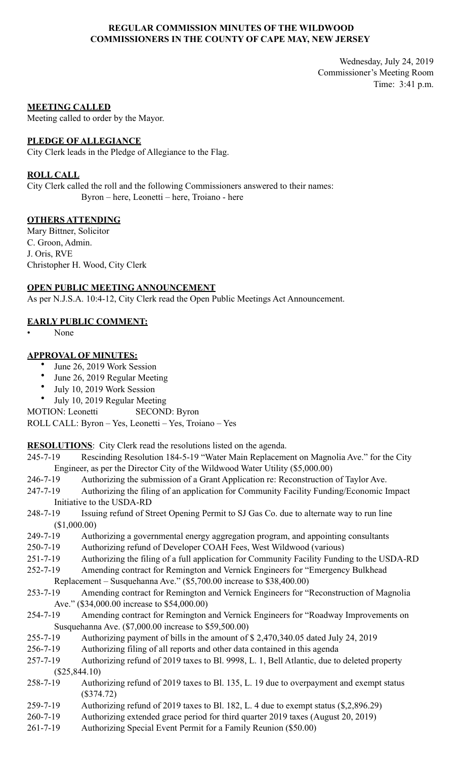**REGULAR COMMISSION MINUTES OF THE WILDWOOD COMMISSIONERS IN THE COUNTY OF CAPE MAY, NEW JERSEY**

Wednesday, July 24, 2019
Commissioner's Meeting Room
Time: 3:41 p.m.

**MEETING CALLED**

Meeting called to order by the Mayor.

**PLEDGE OF ALLEGIANCE**

City Clerk leads in the Pledge of Allegiance to the Flag.

**ROLL CALL**

City Clerk called the roll and the following Commissioners answered to their names:
Byron – here, Leonetti – here, Troiano - here

**OTHERS ATTENDING**

Mary Bittner, Solicitor
C. Groon, Admin.
J. Oris, RVE
Christopher H. Wood, City Clerk

**OPEN PUBLIC MEETING ANNOUNCEMENT**

As per N.J.S.A. 10:4-12, City Clerk read the Open Public Meetings Act Announcement.

**EARLY PUBLIC COMMENT:**

- None

**APPROVAL OF MINUTES:**

- June 26, 2019 Work Session
- June 26, 2019 Regular Meeting
- July 10, 2019 Work Session
- July 10, 2019 Regular Meeting

MOTION: Leonetti SECOND: Byron
ROLL CALL: Byron – Yes, Leonetti – Yes, Troiano – Yes

**RESOLUTIONS**: City Clerk read the resolutions listed on the agenda.

245-7-19 Rescinding Resolution 184-5-19 "Water Main Replacement on Magnolia Ave." for the City Engineer, as per the Director City of the Wildwood Water Utility ($5,000.00)

246-7-19 Authorizing the submission of a Grant Application re: Reconstruction of Taylor Ave.

247-7-19 Authorizing the filing of an application for Community Facility Funding/Economic Impact Initiative to the USDA-RD

248-7-19 Issuing refund of Street Opening Permit to SJ Gas Co. due to alternate way to run line ($1,000.00)

249-7-19 Authorizing a governmental energy aggregation program, and appointing consultants

250-7-19 Authorizing refund of Developer COAH Fees, West Wildwood (various)

251-7-19 Authorizing the filing of a full application for Community Facility Funding to the USDA-RD

252-7-19 Amending contract for Remington and Vernick Engineers for "Emergency Bulkhead Replacement – Susquehanna Ave." ($5,700.00 increase to $38,400.00)

253-7-19 Amending contract for Remington and Vernick Engineers for "Reconstruction of Magnolia Ave." ($34,000.00 increase to $54,000.00)

254-7-19 Amending contract for Remington and Vernick Engineers for "Roadway Improvements on Susquehanna Ave. ($7,000.00 increase to $59,500.00)

255-7-19 Authorizing payment of bills in the amount of $ 2,470,340.05 dated July 24, 2019

256-7-19 Authorizing filing of all reports and other data contained in this agenda

257-7-19 Authorizing refund of 2019 taxes to Bl. 9998, L. 1, Bell Atlantic, due to deleted property ($25,844.10)

258-7-19 Authorizing refund of 2019 taxes to Bl. 135, L. 19 due to overpayment and exempt status ($374.72)

259-7-19 Authorizing refund of 2019 taxes to Bl. 182, L. 4 due to exempt status ($,2,896.29)

260-7-19 Authorizing extended grace period for third quarter 2019 taxes (August 20, 2019)

261-7-19 Authorizing Special Event Permit for a Family Reunion ($50.00)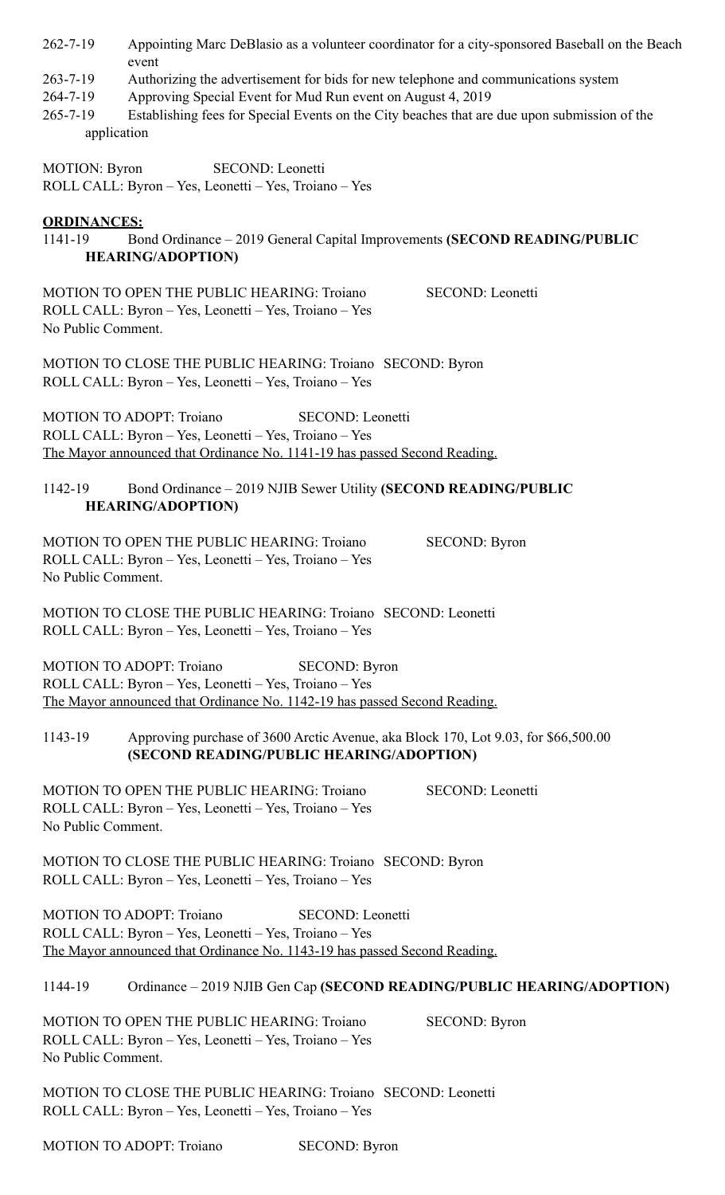262-7-19 Appointing Marc DeBlasio as a volunteer coordinator for a city-sponsored Baseball on the Beach event

263-7-19 Authorizing the advertisement for bids for new telephone and communications system

264-7-19 Approving Special Event for Mud Run event on August 4, 2019

265-7-19 Establishing fees for Special Events on the City beaches that are due upon submission of the application

MOTION: Byron SECOND: Leonetti
ROLL CALL: Byron – Yes, Leonetti – Yes, Troiano – Yes

**ORDINANCES:**

1141-19 Bond Ordinance – 2019 General Capital Improvements **(SECOND READING/PUBLIC HEARING/ADOPTION)**

MOTION TO OPEN THE PUBLIC HEARING: Troiano SECOND: Leonetti
ROLL CALL: Byron – Yes, Leonetti – Yes, Troiano – Yes
No Public Comment.

MOTION TO CLOSE THE PUBLIC HEARING: Troiano SECOND: Byron
ROLL CALL: Byron – Yes, Leonetti – Yes, Troiano – Yes

MOTION TO ADOPT: Troiano SECOND: Leonetti
ROLL CALL: Byron – Yes, Leonetti – Yes, Troiano – Yes
The Mayor announced that Ordinance No. 1141-19 has passed Second Reading.

1142-19 Bond Ordinance – 2019 NJIB Sewer Utility **(SECOND READING/PUBLIC HEARING/ADOPTION)**

MOTION TO OPEN THE PUBLIC HEARING: Troiano SECOND: Byron
ROLL CALL: Byron – Yes, Leonetti – Yes, Troiano – Yes
No Public Comment.

MOTION TO CLOSE THE PUBLIC HEARING: Troiano SECOND: Leonetti
ROLL CALL: Byron – Yes, Leonetti – Yes, Troiano – Yes

MOTION TO ADOPT: Troiano SECOND: Byron
ROLL CALL: Byron – Yes, Leonetti – Yes, Troiano – Yes
The Mayor announced that Ordinance No. 1142-19 has passed Second Reading.

1143-19 Approving purchase of 3600 Arctic Avenue, aka Block 170, Lot 9.03, for $66,500.00 **(SECOND READING/PUBLIC HEARING/ADOPTION)**

MOTION TO OPEN THE PUBLIC HEARING: Troiano SECOND: Leonetti
ROLL CALL: Byron – Yes, Leonetti – Yes, Troiano – Yes
No Public Comment.

MOTION TO CLOSE THE PUBLIC HEARING: Troiano SECOND: Byron
ROLL CALL: Byron – Yes, Leonetti – Yes, Troiano – Yes

MOTION TO ADOPT: Troiano SECOND: Leonetti
ROLL CALL: Byron – Yes, Leonetti – Yes, Troiano – Yes
The Mayor announced that Ordinance No. 1143-19 has passed Second Reading.

1144-19 Ordinance – 2019 NJIB Gen Cap **(SECOND READING/PUBLIC HEARING/ADOPTION)**

MOTION TO OPEN THE PUBLIC HEARING: Troiano SECOND: Byron
ROLL CALL: Byron – Yes, Leonetti – Yes, Troiano – Yes
No Public Comment.

MOTION TO CLOSE THE PUBLIC HEARING: Troiano SECOND: Leonetti
ROLL CALL: Byron – Yes, Leonetti – Yes, Troiano – Yes

MOTION TO ADOPT: Troiano SECOND: Byron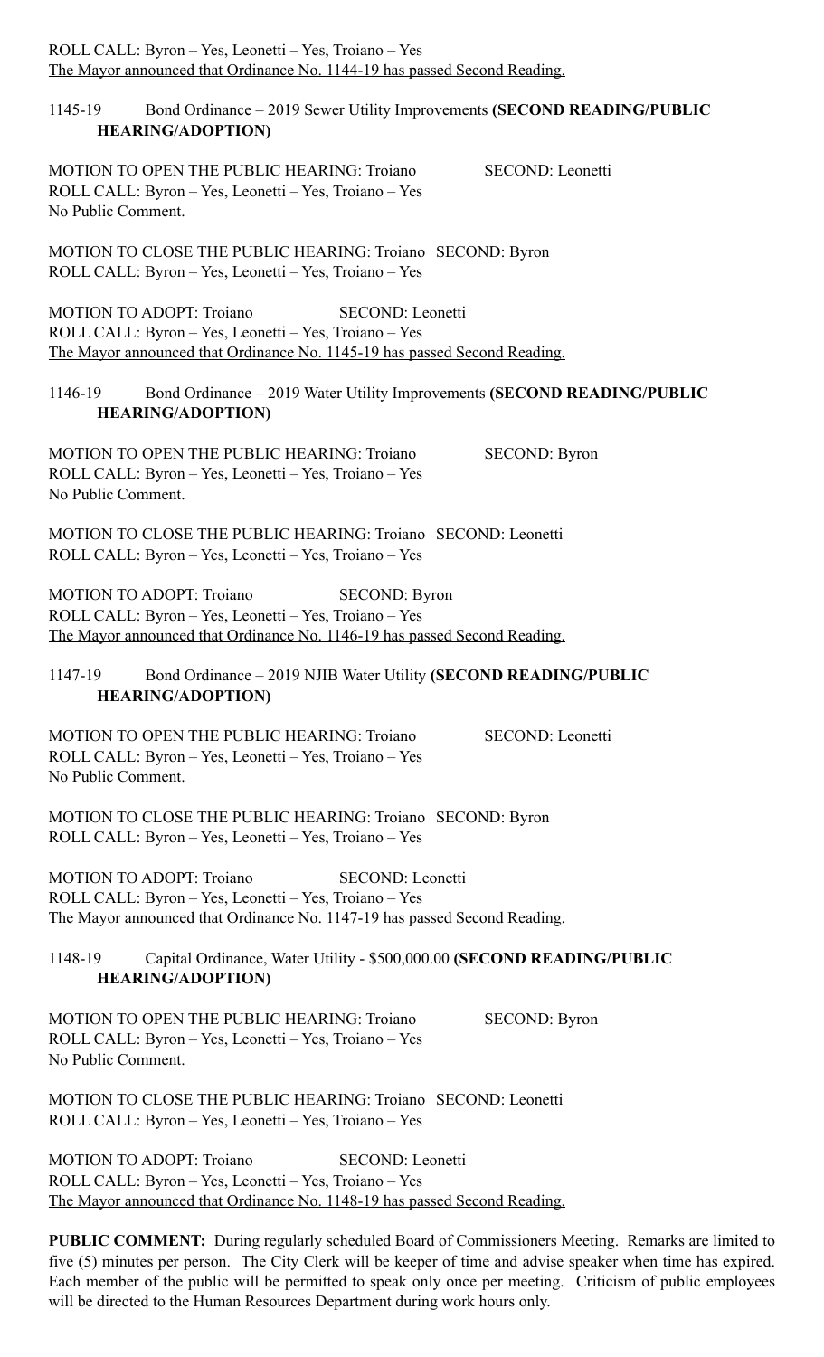ROLL CALL: Byron – Yes, Leonetti – Yes, Troiano – Yes
The Mayor announced that Ordinance No. 1144-19 has passed Second Reading.

1145-19 Bond Ordinance – 2019 Sewer Utility Improvements **(SECOND READING/PUBLIC HEARING/ADOPTION)**

MOTION TO OPEN THE PUBLIC HEARING: Troiano SECOND: Leonetti
ROLL CALL: Byron – Yes, Leonetti – Yes, Troiano – Yes
No Public Comment.

MOTION TO CLOSE THE PUBLIC HEARING: Troiano SECOND: Byron
ROLL CALL: Byron – Yes, Leonetti – Yes, Troiano – Yes

MOTION TO ADOPT: Troiano SECOND: Leonetti
ROLL CALL: Byron – Yes, Leonetti – Yes, Troiano – Yes
The Mayor announced that Ordinance No. 1145-19 has passed Second Reading.

1146-19 Bond Ordinance – 2019 Water Utility Improvements **(SECOND READING/PUBLIC HEARING/ADOPTION)**

MOTION TO OPEN THE PUBLIC HEARING: Troiano SECOND: Byron
ROLL CALL: Byron – Yes, Leonetti – Yes, Troiano – Yes
No Public Comment.

MOTION TO CLOSE THE PUBLIC HEARING: Troiano SECOND: Leonetti
ROLL CALL: Byron – Yes, Leonetti – Yes, Troiano – Yes

MOTION TO ADOPT: Troiano SECOND: Byron
ROLL CALL: Byron – Yes, Leonetti – Yes, Troiano – Yes
The Mayor announced that Ordinance No. 1146-19 has passed Second Reading.

1147-19 Bond Ordinance – 2019 NJIB Water Utility **(SECOND READING/PUBLIC HEARING/ADOPTION)**

MOTION TO OPEN THE PUBLIC HEARING: Troiano SECOND: Leonetti
ROLL CALL: Byron – Yes, Leonetti – Yes, Troiano – Yes
No Public Comment.

MOTION TO CLOSE THE PUBLIC HEARING: Troiano SECOND: Byron
ROLL CALL: Byron – Yes, Leonetti – Yes, Troiano – Yes

MOTION TO ADOPT: Troiano SECOND: Leonetti
ROLL CALL: Byron – Yes, Leonetti – Yes, Troiano – Yes
The Mayor announced that Ordinance No. 1147-19 has passed Second Reading.

1148-19 Capital Ordinance, Water Utility - $500,000.00 **(SECOND READING/PUBLIC HEARING/ADOPTION)**

MOTION TO OPEN THE PUBLIC HEARING: Troiano SECOND: Byron
ROLL CALL: Byron – Yes, Leonetti – Yes, Troiano – Yes
No Public Comment.

MOTION TO CLOSE THE PUBLIC HEARING: Troiano SECOND: Leonetti
ROLL CALL: Byron – Yes, Leonetti – Yes, Troiano – Yes

MOTION TO ADOPT: Troiano SECOND: Leonetti
ROLL CALL: Byron – Yes, Leonetti – Yes, Troiano – Yes
The Mayor announced that Ordinance No. 1148-19 has passed Second Reading.

**PUBLIC COMMENT:** During regularly scheduled Board of Commissioners Meeting. Remarks are limited to five (5) minutes per person. The City Clerk will be keeper of time and advise speaker when time has expired. Each member of the public will be permitted to speak only once per meeting. Criticism of public employees will be directed to the Human Resources Department during work hours only.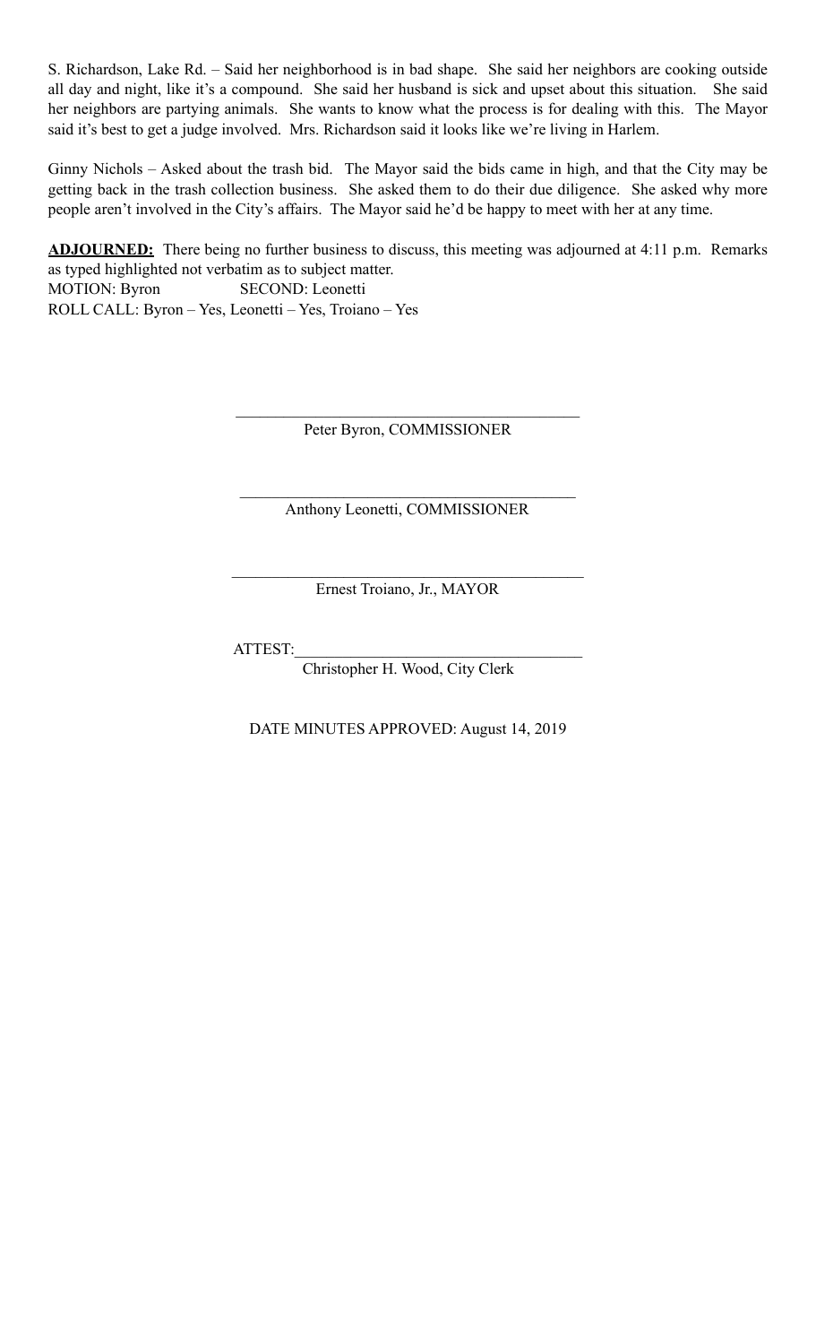S. Richardson, Lake Rd. – Said her neighborhood is in bad shape. She said her neighbors are cooking outside all day and night, like it's a compound. She said her husband is sick and upset about this situation. She said her neighbors are partying animals. She wants to know what the process is for dealing with this. The Mayor said it's best to get a judge involved. Mrs. Richardson said it looks like we're living in Harlem.

Ginny Nichols – Asked about the trash bid. The Mayor said the bids came in high, and that the City may be getting back in the trash collection business. She asked them to do their due diligence. She asked why more people aren't involved in the City's affairs. The Mayor said he'd be happy to meet with her at any time.

**ADJOURNED:** There being no further business to discuss, this meeting was adjourned at 4:11 p.m. Remarks as typed highlighted not verbatim as to subject matter.
MOTION: Byron SECOND: Leonetti
ROLL CALL: Byron – Yes, Leonetti – Yes, Troiano – Yes

\_\_\_\_\_\_\_\_\_\_\_\_\_\_\_\_\_\_\_\_\_\_\_\_\_\_\_\_\_\_\_\_\_\_\_\_\_\_\_\_
Peter Byron, COMMISSIONER

\_\_\_\_\_\_\_\_\_\_\_\_\_\_\_\_\_\_\_\_\_\_\_\_\_\_\_\_\_\_\_\_\_\_\_\_\_\_\_\_
Anthony Leonetti, COMMISSIONER

\_\_\_\_\_\_\_\_\_\_\_\_\_\_\_\_\_\_\_\_\_\_\_\_\_\_\_\_\_\_\_\_\_\_\_\_\_\_\_\_
Ernest Troiano, Jr., MAYOR

ATTEST:\_\_\_\_\_\_\_\_\_\_\_\_\_\_\_\_\_\_\_\_\_\_\_\_\_\_\_\_\_\_\_\_\_\_\_\_
Christopher H. Wood, City Clerk

DATE MINUTES APPROVED: August 14, 2019